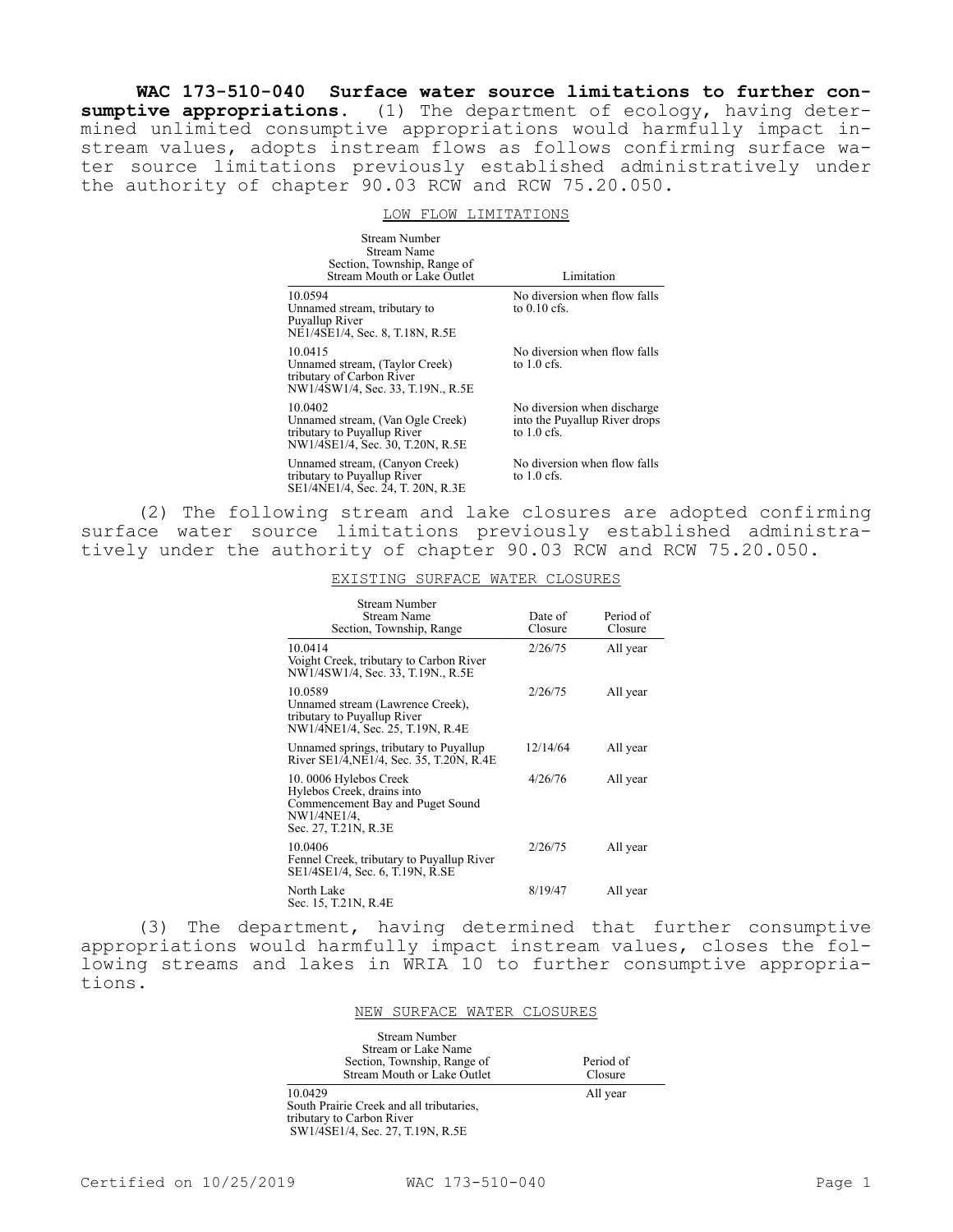**WAC 173-510-040 Surface water source limitations to further consumptive appropriations.** (1) The department of ecology, having determined unlimited consumptive appropriations would harmfully impact instream values, adopts instream flows as follows confirming surface water source limitations previously established administratively under the authority of chapter 90.03 RCW and RCW 75.20.050.

LOW FLOW LIMITATIONS

| Stream Number<br>Stream Name<br>Section, Township, Range of<br>Stream Mouth or Lake Outlet | Limitation |
|---|---|
| 10.0594<br>Unnamed stream, tributary to Puyallup River<br>NE1/4SE1/4, Sec. 8, T.18N, R.5E | No diversion when flow falls to 0.10 cfs. |
| 10.0415<br>Unnamed stream, (Taylor Creek) tributary of Carbon River<br>NW1/4SW1/4, Sec. 33, T.19N., R.5E | No diversion when flow falls to 1.0 cfs. |
| 10.0402<br>Unnamed stream, (Van Ogle Creek) tributary to Puyallup River<br>NW1/4SE1/4, Sec. 30, T.20N, R.5E | No diversion when discharge into the Puyallup River drops to 1.0 cfs. |
| Unnamed stream, (Canyon Creek) tributary to Puyallup River<br>SE1/4NE1/4, Sec. 24, T. 20N, R.3E | No diversion when flow falls to 1.0 cfs. |

(2) The following stream and lake closures are adopted confirming surface water source limitations previously established administratively under the authority of chapter 90.03 RCW and RCW 75.20.050.

EXISTING SURFACE WATER CLOSURES

| Stream Number<br>Stream Name<br>Section, Township, Range | Date of Closure | Period of Closure |
|---|---|---|
| 10.0414<br>Voight Creek, tributary to Carbon River<br>NW1/4SW1/4, Sec. 33, T.19N., R.5E | 2/26/75 | All year |
| 10.0589<br>Unnamed stream (Lawrence Creek), tributary to Puyallup River<br>NW1/4NE1/4, Sec. 25, T.19N, R.4E | 2/26/75 | All year |
| Unnamed springs, tributary to Puyallup River SE1/4,NE1/4, Sec. 35, T.20N, R.4E | 12/14/64 | All year |
| 10. 0006 Hylebos Creek<br>Hylebos Creek, drains into Commencement Bay and Puget Sound<br>NW1/4NE1/4,<br>Sec. 27, T.21N, R.3E | 4/26/76 | All year |
| 10.0406<br>Fennel Creek, tributary to Puyallup River<br>SE1/4SE1/4, Sec. 6, T.19N, R.SE | 2/26/75 | All year |
| North Lake<br>Sec. 15, T.21N, R.4E | 8/19/47 | All year |

(3) The department, having determined that further consumptive appropriations would harmfully impact instream values, closes the following streams and lakes in WRIA 10 to further consumptive appropriations.

NEW SURFACE WATER CLOSURES

| Stream Number<br>Stream or Lake Name<br>Section, Township, Range of<br>Stream Mouth or Lake Outlet | Period of Closure |
|---|---|
| 10.0429<br>South Prairie Creek and all tributaries, tributary to Carbon River<br>SW1/4SE1/4, Sec. 27, T.19N, R.5E | All year |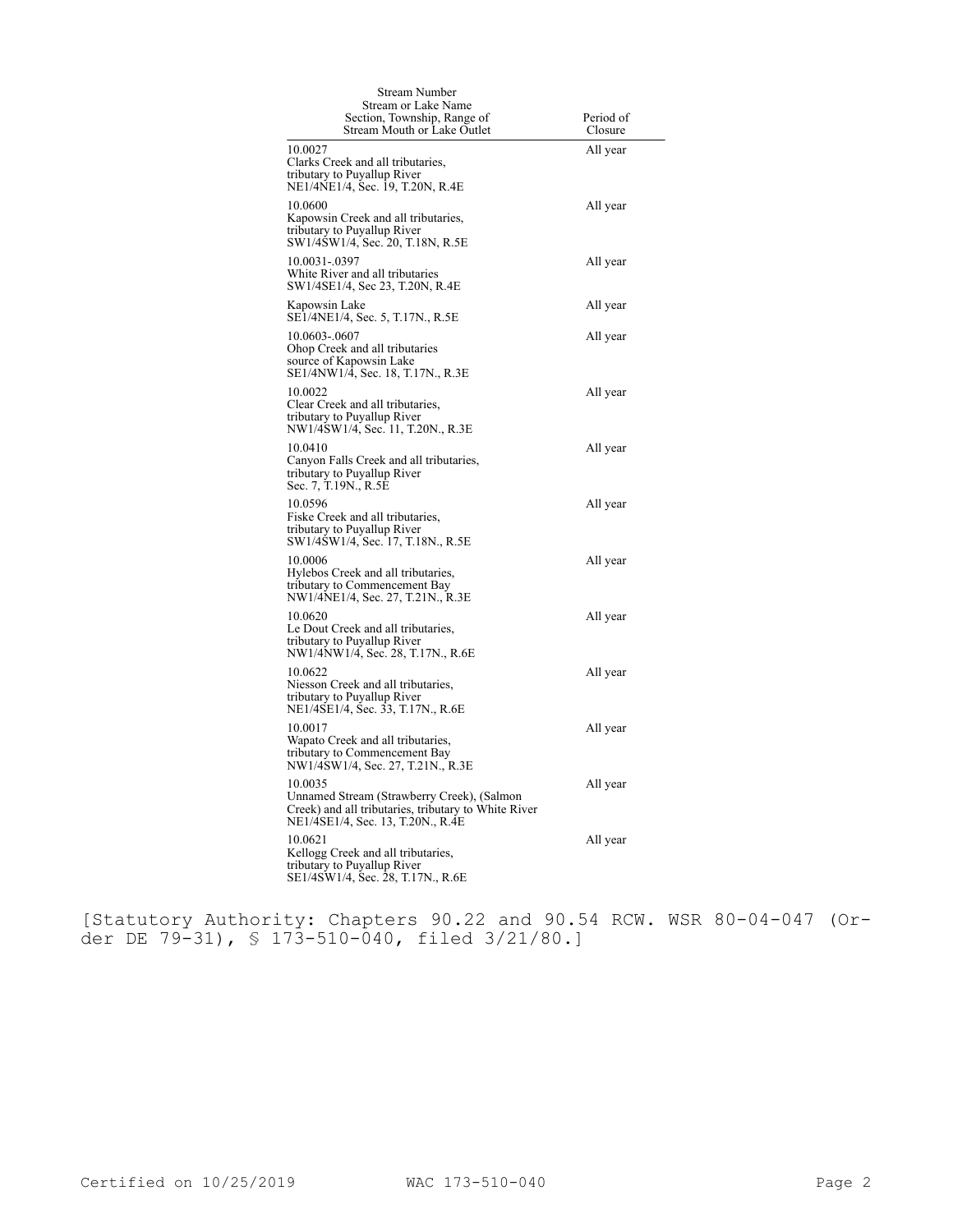| Stream Number<br>Stream or Lake Name<br>Section, Township, Range of<br>Stream Mouth or Lake Outlet | Period of<br>Closure |
|---|---|
| 10.0027<br>Clarks Creek and all tributaries,<br>tributary to Puyallup River<br>NE1/4NE1/4, Sec. 19, T.20N, R.4E | All year |
| 10.0600<br>Kapowsin Creek and all tributaries,<br>tributary to Puyallup River<br>SW1/4SW1/4, Sec. 20, T.18N, R.5E | All year |
| 10.0031-.0397<br>White River and all tributaries<br>SW1/4SE1/4, Sec 23, T.20N, R.4E | All year |
| Kapowsin Lake<br>SE1/4NE1/4, Sec. 5, T.17N., R.5E | All year |
| 10.0603-.0607<br>Ohop Creek and all tributaries<br>source of Kapowsin Lake<br>SE1/4NW1/4, Sec. 18, T.17N., R.3E | All year |
| 10.0022<br>Clear Creek and all tributaries,<br>tributary to Puyallup River<br>NW1/4SW1/4, Sec. 11, T.20N., R.3E | All year |
| 10.0410<br>Canyon Falls Creek and all tributaries,<br>tributary to Puyallup River<br>Sec. 7, T.19N., R.5E | All year |
| 10.0596<br>Fiske Creek and all tributaries,<br>tributary to Puyallup River<br>SW1/4SW1/4, Sec. 17, T.18N., R.5E | All year |
| 10.0006<br>Hylebos Creek and all tributaries,<br>tributary to Commencement Bay<br>NW1/4NE1/4, Sec. 27, T.21N., R.3E | All year |
| 10.0620<br>Le Dout Creek and all tributaries,<br>tributary to Puyallup River<br>NW1/4NW1/4, Sec. 28, T.17N., R.6E | All year |
| 10.0622<br>Niesson Creek and all tributaries,<br>tributary to Puyallup River<br>NE1/4SE1/4, Sec. 33, T.17N., R.6E | All year |
| 10.0017<br>Wapato Creek and all tributaries,<br>tributary to Commencement Bay<br>NW1/4SW1/4, Sec. 27, T.21N., R.3E | All year |
| 10.0035<br>Unnamed Stream (Strawberry Creek), (Salmon Creek) and all tributaries, tributary to White River<br>NE1/4SE1/4, Sec. 13, T.20N., R.4E | All year |
| 10.0621<br>Kellogg Creek and all tributaries,<br>tributary to Puyallup River<br>SE1/4SW1/4, Sec. 28, T.17N., R.6E | All year |

[Statutory Authority: Chapters 90.22 and 90.54 RCW. WSR 80-04-047 (Order DE 79-31), § 173-510-040, filed 3/21/80.]